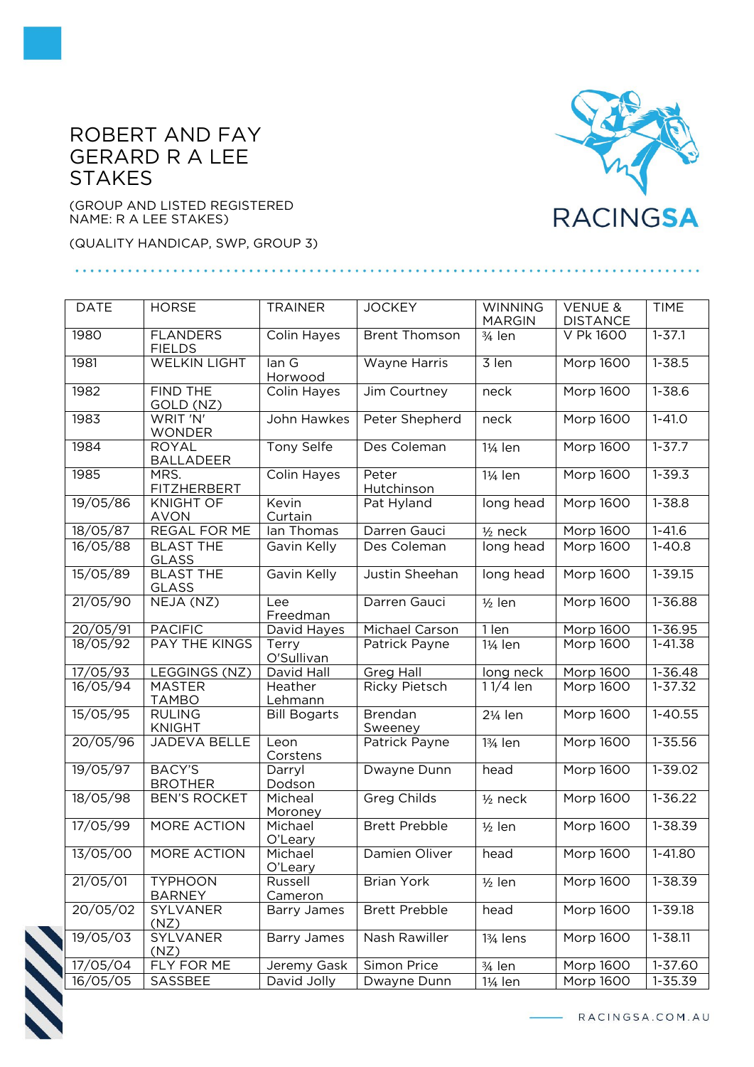# ROBERT AND FAY GERARD R A LEE STAKES

(GROUP AND LISTED REGISTERED NAME: R A LEE STAKES)

(QUALITY HANDICAP, SWP, GROUP 3)

RACINGSA

| DATE | HORSE | TRAINER | JOCKEY | WINNING MARGIN | VENUE & DISTANCE | TIME |
|---|---|---|---|---|---|---|
| 1980 | FLANDERS FIELDS | Colin Hayes | Brent Thomson | ¾ len | V Pk 1600 | 1-37.1 |
| 1981 | WELKIN LIGHT | Ian G Horwood | Wayne Harris | 3 len | Morp 1600 | 1-38.5 |
| 1982 | FIND THE GOLD (NZ) | Colin Hayes | Jim Courtney | neck | Morp 1600 | 1-38.6 |
| 1983 | WRIT 'N' WONDER | John Hawkes | Peter Shepherd | neck | Morp 1600 | 1-41.0 |
| 1984 | ROYAL BALLADEER | Tony Selfe | Des Coleman | 1¼ len | Morp 1600 | 1-37.7 |
| 1985 | MRS. FITZHERBERT | Colin Hayes | Peter Hutchinson | 1¼ len | Morp 1600 | 1-39.3 |
| 19/05/86 | KNIGHT OF AVON | Kevin Curtain | Pat Hyland | long head | Morp 1600 | 1-38.8 |
| 18/05/87 | REGAL FOR ME | Ian Thomas | Darren Gauci | ½ neck | Morp 1600 | 1-41.6 |
| 16/05/88 | BLAST THE GLASS | Gavin Kelly | Des Coleman | long head | Morp 1600 | 1-40.8 |
| 15/05/89 | BLAST THE GLASS | Gavin Kelly | Justin Sheehan | long head | Morp 1600 | 1-39.15 |
| 21/05/90 | NEJA (NZ) | Lee Freedman | Darren Gauci | ½ len | Morp 1600 | 1-36.88 |
| 20/05/91 | PACIFIC | David Hayes | Michael Carson | 1 len | Morp 1600 | 1-36.95 |
| 18/05/92 | PAY THE KINGS | Terry O'Sullivan | Patrick Payne | 1¼ len | Morp 1600 | 1-41.38 |
| 17/05/93 | LEGGINGS (NZ) | David Hall | Greg Hall | long neck | Morp 1600 | 1-36.48 |
| 16/05/94 | MASTER TAMBO | Heather Lehmann | Ricky Pietsch | 1 1/4 len | Morp 1600 | 1-37.32 |
| 15/05/95 | RULING KNIGHT | Bill Bogarts | Brendan Sweeney | 2¼ len | Morp 1600 | 1-40.55 |
| 20/05/96 | JADEVA BELLE | Leon Corstens | Patrick Payne | 1¾ len | Morp 1600 | 1-35.56 |
| 19/05/97 | BACY'S BROTHER | Darryl Dodson | Dwayne Dunn | head | Morp 1600 | 1-39.02 |
| 18/05/98 | BEN'S ROCKET | Micheal Moroney | Greg Childs | ½ neck | Morp 1600 | 1-36.22 |
| 17/05/99 | MORE ACTION | Michael O'Leary | Brett Prebble | ½ len | Morp 1600 | 1-38.39 |
| 13/05/00 | MORE ACTION | Michael O'Leary | Damien Oliver | head | Morp 1600 | 1-41.80 |
| 21/05/01 | TYPHOON BARNEY | Russell Cameron | Brian York | ½ len | Morp 1600 | 1-38.39 |
| 20/05/02 | SYLVANER (NZ) | Barry James | Brett Prebble | head | Morp 1600 | 1-39.18 |
| 19/05/03 | SYLVANER (NZ) | Barry James | Nash Rawiller | 1¾ lens | Morp 1600 | 1-38.11 |
| 17/05/04 | FLY FOR ME | Jeremy Gask | Simon Price | ¾ len | Morp 1600 | 1-37.60 |
| 16/05/05 | SASSBEE | David Jolly | Dwayne Dunn | 1¼ len | Morp 1600 | 1-35.39 |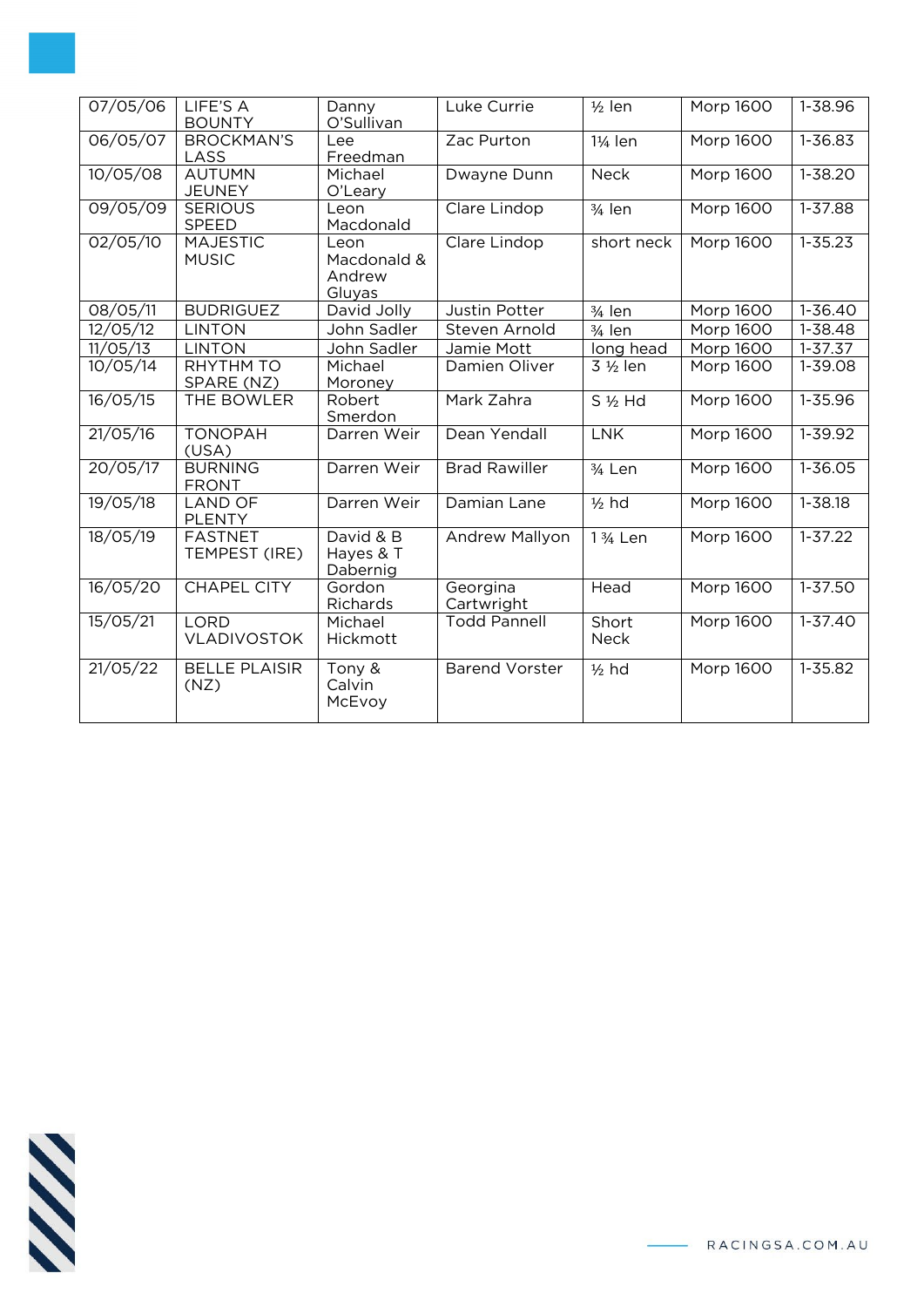| | | | | | | |
|---|---|---|---|---|---|---|
| 07/05/06 | LIFE'S A BOUNTY | Danny O'Sullivan | Luke Currie | ½ len | Morp 1600 | 1-38.96 |
| 06/05/07 | BROCKMAN'S LASS | Lee Freedman | Zac Purton | 1¼ len | Morp 1600 | 1-36.83 |
| 10/05/08 | AUTUMN JEUNEY | Michael O'Leary | Dwayne Dunn | Neck | Morp 1600 | 1-38.20 |
| 09/05/09 | SERIOUS SPEED | Leon Macdonald | Clare Lindop | ¾ len | Morp 1600 | 1-37.88 |
| 02/05/10 | MAJESTIC MUSIC | Leon Macdonald & Andrew Gluyas | Clare Lindop | short neck | Morp 1600 | 1-35.23 |
| 08/05/11 | BUDRIGUEZ | David Jolly | Justin Potter | ¾ len | Morp 1600 | 1-36.40 |
| 12/05/12 | LINTON | John Sadler | Steven Arnold | ¾ len | Morp 1600 | 1-38.48 |
| 11/05/13 | LINTON | John Sadler | Jamie Mott | long head | Morp 1600 | 1-37.37 |
| 10/05/14 | RHYTHM TO SPARE (NZ) | Michael Moroney | Damien Oliver | 3 ½ len | Morp 1600 | 1-39.08 |
| 16/05/15 | THE BOWLER | Robert Smerdon | Mark Zahra | S ½ Hd | Morp 1600 | 1-35.96 |
| 21/05/16 | TONOPAH (USA) | Darren Weir | Dean Yendall | LNK | Morp 1600 | 1-39.92 |
| 20/05/17 | BURNING FRONT | Darren Weir | Brad Rawiller | ¾ Len | Morp 1600 | 1-36.05 |
| 19/05/18 | LAND OF PLENTY | Darren Weir | Damian Lane | ½ hd | Morp 1600 | 1-38.18 |
| 18/05/19 | FASTNET TEMPEST (IRE) | David & B Hayes & T Dabernig | Andrew Mallyon | 1 ¾ Len | Morp 1600 | 1-37.22 |
| 16/05/20 | CHAPEL CITY | Gordon Richards | Georgina Cartwright | Head | Morp 1600 | 1-37.50 |
| 15/05/21 | LORD VLADIVOSTOK | Michael Hickmott | Todd Pannell | Short Neck | Morp 1600 | 1-37.40 |
| 21/05/22 | BELLE PLAISIR (NZ) | Tony & Calvin McEvoy | Barend Vorster | ½ hd | Morp 1600 | 1-35.82 |